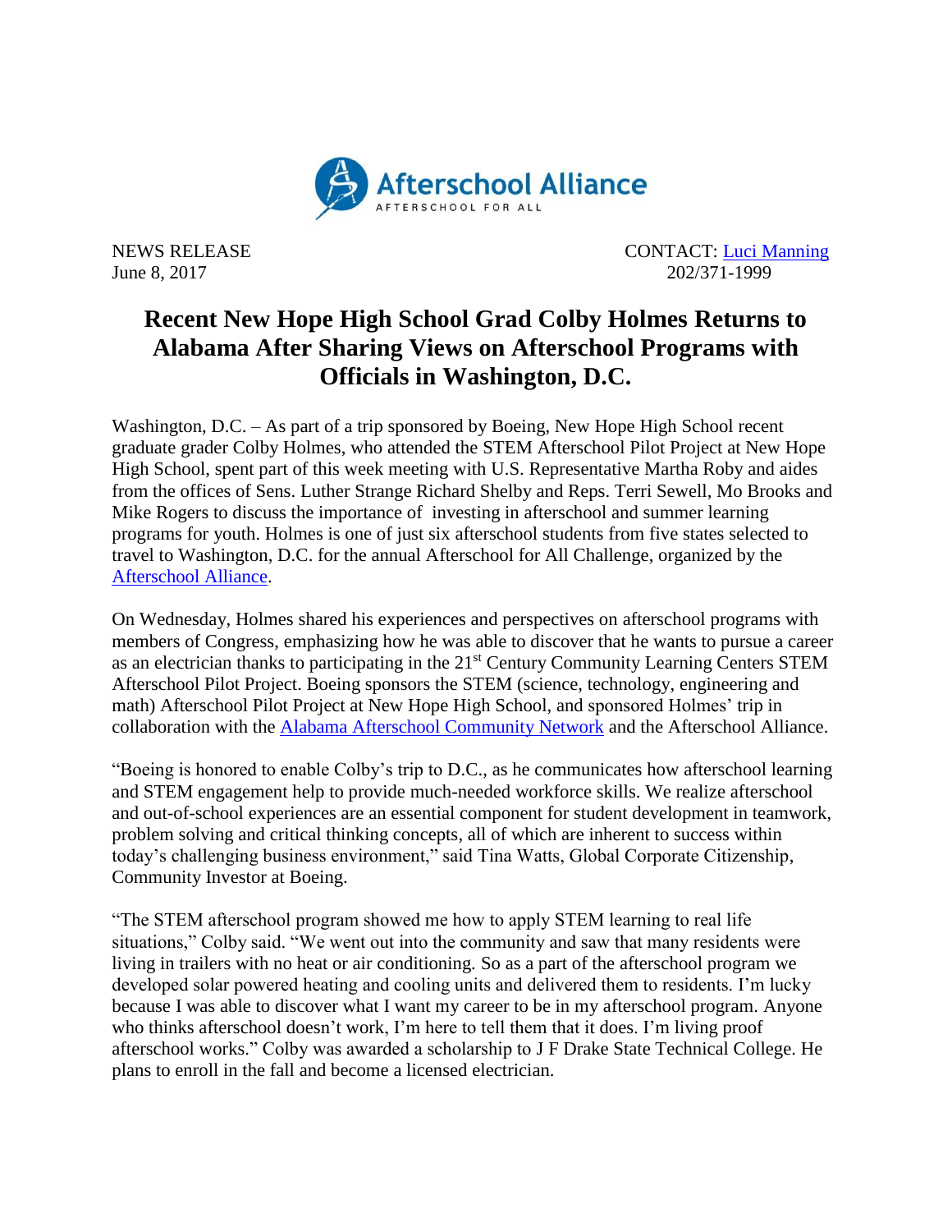Afterschool Alliance
AFTERSCHOOL FOR ALL

NEWS RELEASE
June 8, 2017

CONTACT: [Luci Manning](#)
202/371-1999

# Recent New Hope High School Grad Colby Holmes Returns to Alabama After Sharing Views on Afterschool Programs with Officials in Washington, D.C.

Washington, D.C. – As part of a trip sponsored by Boeing, New Hope High School recent graduate grader Colby Holmes, who attended the STEM Afterschool Pilot Project at New Hope High School, spent part of this week meeting with U.S. Representative Martha Roby and aides from the offices of Sens. Luther Strange Richard Shelby and Reps. Terri Sewell, Mo Brooks and Mike Rogers to discuss the importance of investing in afterschool and summer learning programs for youth. Holmes is one of just six afterschool students from five states selected to travel to Washington, D.C. for the annual Afterschool for All Challenge, organized by the [Afterschool Alliance](#).

On Wednesday, Holmes shared his experiences and perspectives on afterschool programs with members of Congress, emphasizing how he was able to discover that he wants to pursue a career as an electrician thanks to participating in the 21st Century Community Learning Centers STEM Afterschool Pilot Project. Boeing sponsors the STEM (science, technology, engineering and math) Afterschool Pilot Project at New Hope High School, and sponsored Holmes' trip in collaboration with the [Alabama Afterschool Community Network](#) and the Afterschool Alliance.

"Boeing is honored to enable Colby's trip to D.C., as he communicates how afterschool learning and STEM engagement help to provide much-needed workforce skills. We realize afterschool and out-of-school experiences are an essential component for student development in teamwork, problem solving and critical thinking concepts, all of which are inherent to success within today's challenging business environment," said Tina Watts, Global Corporate Citizenship, Community Investor at Boeing.

"The STEM afterschool program showed me how to apply STEM learning to real life situations," Colby said. "We went out into the community and saw that many residents were living in trailers with no heat or air conditioning. So as a part of the afterschool program we developed solar powered heating and cooling units and delivered them to residents. I'm lucky because I was able to discover what I want my career to be in my afterschool program. Anyone who thinks afterschool doesn't work, I'm here to tell them that it does. I'm living proof afterschool works." Colby was awarded a scholarship to J F Drake State Technical College. He plans to enroll in the fall and become a licensed electrician.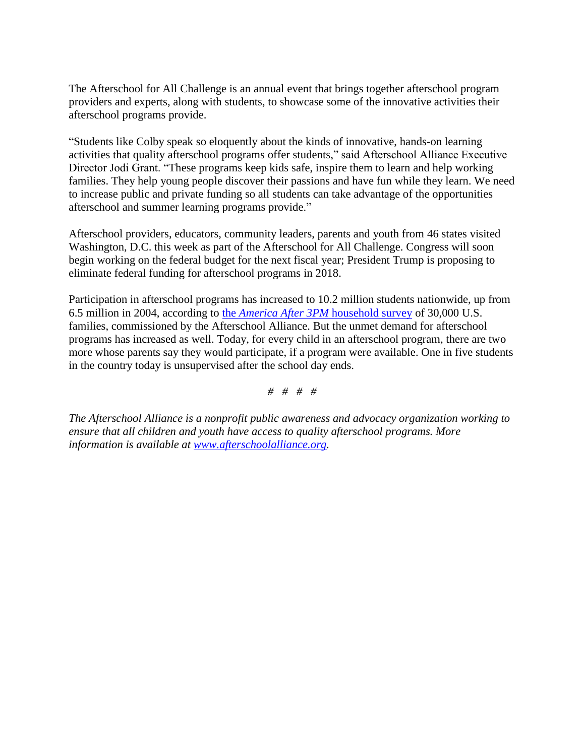The Afterschool for All Challenge is an annual event that brings together afterschool program providers and experts, along with students, to showcase some of the innovative activities their afterschool programs provide.

"Students like Colby speak so eloquently about the kinds of innovative, hands-on learning activities that quality afterschool programs offer students," said Afterschool Alliance Executive Director Jodi Grant. "These programs keep kids safe, inspire them to learn and help working families. They help young people discover their passions and have fun while they learn. We need to increase public and private funding so all students can take advantage of the opportunities afterschool and summer learning programs provide."

Afterschool providers, educators, community leaders, parents and youth from 46 states visited Washington, D.C. this week as part of the Afterschool for All Challenge. Congress will soon begin working on the federal budget for the next fiscal year; President Trump is proposing to eliminate federal funding for afterschool programs in 2018.

Participation in afterschool programs has increased to 10.2 million students nationwide, up from 6.5 million in 2004, according to the *America After 3PM* household survey of 30,000 U.S. families, commissioned by the Afterschool Alliance. But the unmet demand for afterschool programs has increased as well. Today, for every child in an afterschool program, there are two more whose parents say they would participate, if a program were available. One in five students in the country today is unsupervised after the school day ends.

*# # # #*

*The Afterschool Alliance is a nonprofit public awareness and advocacy organization working to ensure that all children and youth have access to quality afterschool programs. More information is available at www.afterschoolalliance.org.*